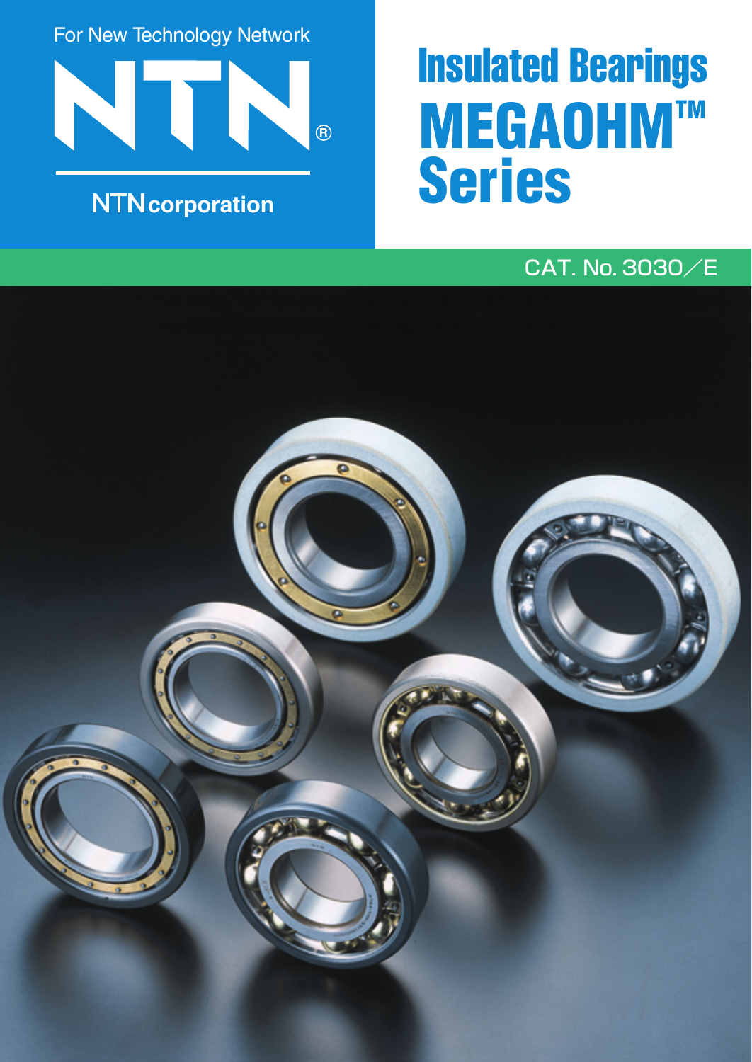For New Technology Network

NTN®

NTNcorporation

# Insulated Bearings MEGAOHM™ Series

CAT. No. 3030／E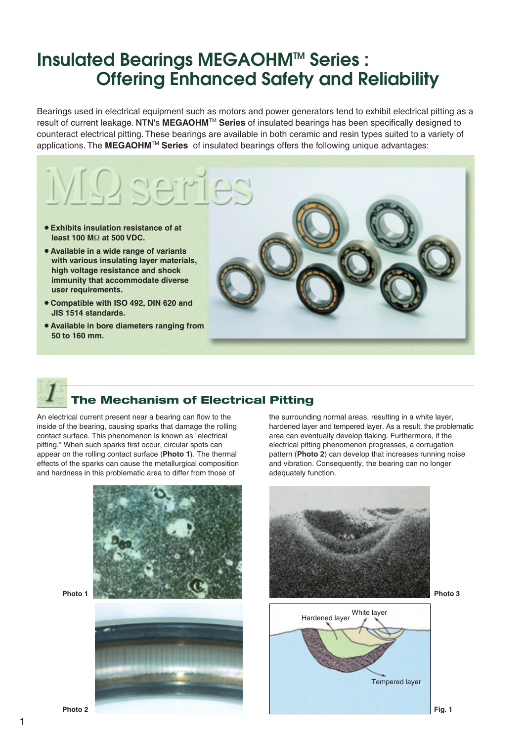# Insulated Bearings MEGAOHM™ Series : Offering Enhanced Safety and Reliability

Bearings used in electrical equipment such as motors and power generators tend to exhibit electrical pitting as a result of current leakage. **NTN**'s **MEGAOHM**™ **Series** of insulated bearings has been specifically designed to counteract electrical pitting. These bearings are available in both ceramic and resin types suited to a variety of applications. The **MEGAOHM**™ **Series** of insulated bearings offers the following unique advantages:

MΩ series

- **Exhibits insulation resistance of at least 100 MΩ at 500 VDC.**
- **Available in a wide range of variants with various insulating layer materials, high voltage resistance and shock immunity that accommodate diverse user requirements.**
- **Compatible with ISO 492, DIN 620 and JIS 1514 standards.**
- **Available in bore diameters ranging from 50 to 160 mm.**

## 1 The Mechanism of Electrical Pitting

An electrical current present near a bearing can flow to the inside of the bearing, causing sparks that damage the rolling contact surface. This phenomenon is known as "electrical pitting." When such sparks first occur, circular spots can appear on the rolling contact surface (**Photo 1**). The thermal effects of the sparks can cause the metallurgical composition and hardness in this problematic area to differ from those of the surrounding normal areas, resulting in a white layer, hardened layer and tempered layer. As a result, the problematic area can eventually develop flaking. Furthermore, if the electrical pitting phenomenon progresses, a corrugation pattern (**Photo 2**) can develop that increases running noise and vibration. Consequently, the bearing can no longer adequately function.

Photo 1

Photo 2

Photo 3

Hardened layer

White layer

Tempered layer

Fig. 1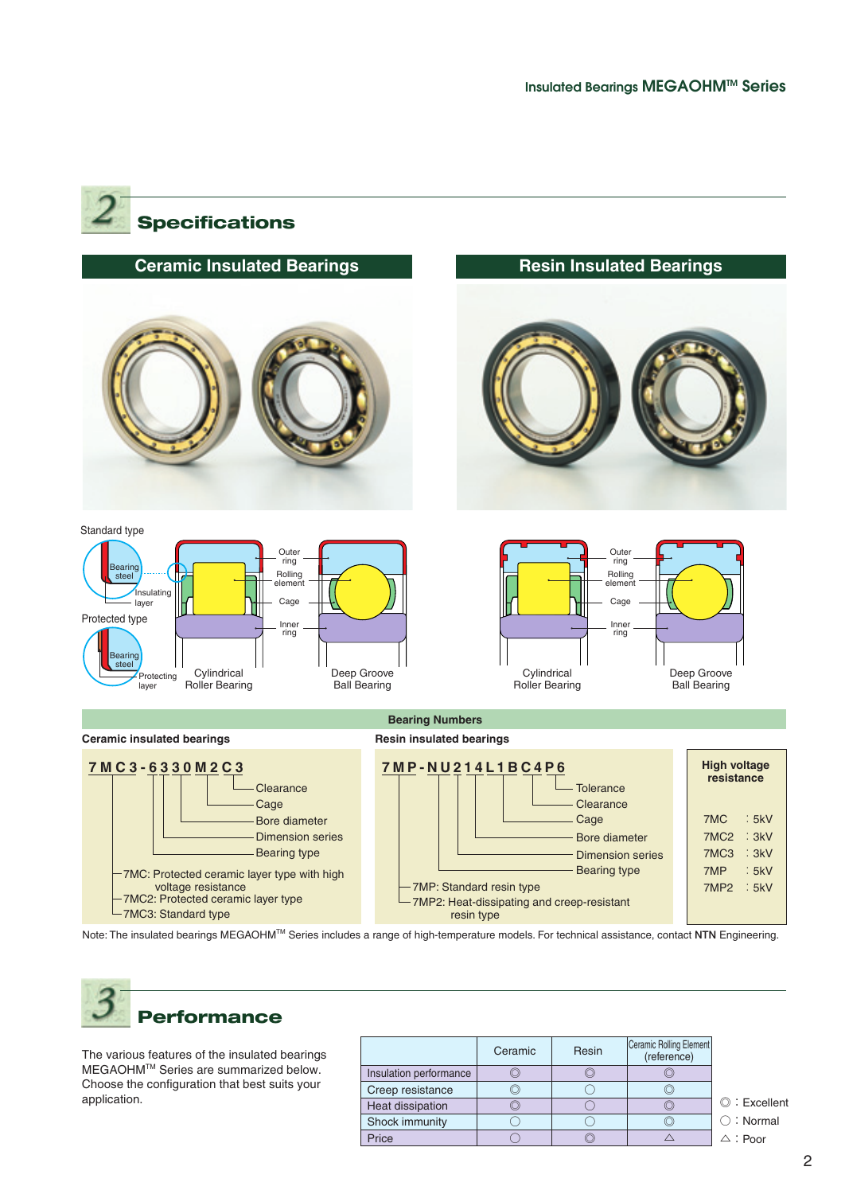## 2 Specifications

### Ceramic Insulated Bearings

### Resin Insulated Bearings

Standard type

Bearing steel

Insulating layer

Protected type

Bearing steel

Protecting layer

Outer ring

Rolling element

Cage

Inner ring

Cylindrical Roller Bearing

Deep Groove Ball Bearing

Outer ring

Rolling element

Cage

Inner ring

Cylindrical Roller Bearing

Deep Groove Ball Bearing

### Bearing Numbers

**Ceramic insulated bearings**

**7MC3-6330M2C3**

- Clearance
- Cage
- Bore diameter
- Dimension series
- Bearing type
- 7MC: Protected ceramic layer type with high voltage resistance
- 7MC2: Protected ceramic layer type
- 7MC3: Standard type

**Resin insulated bearings**

**7MP-NU214L1BC4P6**

- Tolerance
- Clearance
- Cage
- Bore diameter
- Dimension series
- Bearing type
- 7MP: Standard resin type
- 7MP2: Heat-dissipating and creep-resistant resin type

| High voltage resistance | |
|---|---|
| 7MC | : 5kV |
| 7MC2 | : 3kV |
| 7MC3 | : 3kV |
| 7MP | : 5kV |
| 7MP2 | : 5kV |

Note: The insulated bearings MEGAOHM™ Series includes a range of high-temperature models. For technical assistance, contact **NTN** Engineering.

## 3 Performance

The various features of the insulated bearings MEGAOHM™ Series are summarized below. Choose the configuration that best suits your application.

| | Ceramic | Resin | Ceramic Rolling Element (reference) |
|---|---|---|---|
| Insulation performance | ◎ | ◎ | ◎ |
| Creep resistance | ◎ | ○ | ◎ |
| Heat dissipation | ◎ | ○ | ◎ |
| Shock immunity | ○ | ○ | ◎ |
| Price | ○ | ◎ | △ |

◎ : Excellent
○ : Normal
△ : Poor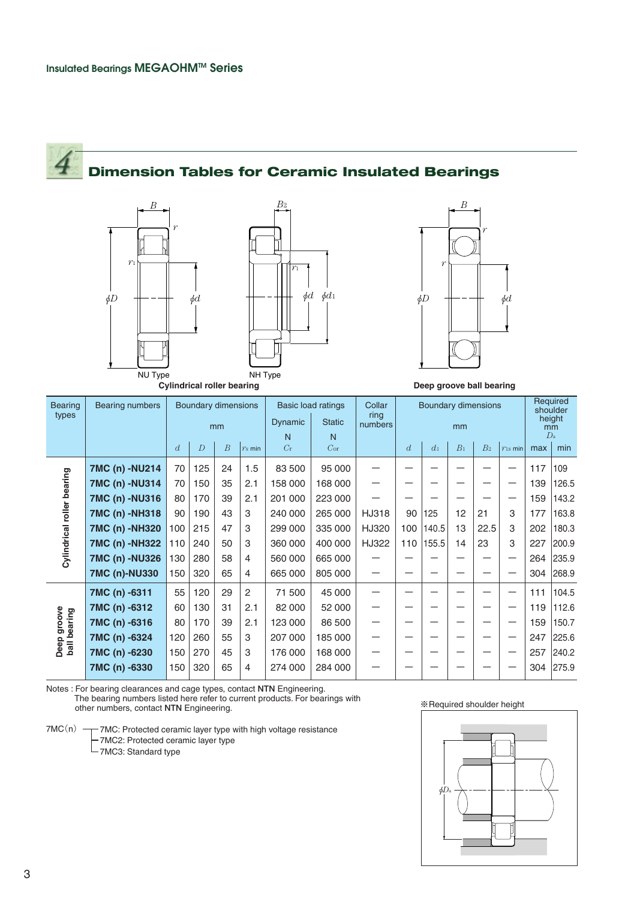## 4 Dimension Tables for Ceramic Insulated Bearings

NU Type NH Type
**Cylindrical roller bearing**

**Deep groove ball bearing**

| Bearing types | Bearing numbers | Boundary dimensions mm | | | | Basic load ratings | | Collar ring numbers | Boundary dimensions mm | | | | | Required shoulder height mm $D_a$ | |
|---|---|---|---|---|---|---|---|---|---|---|---|---|---|---|---|
| | | | | | | Dynamic N | Static N | | | | | | | | |
| | | $d$ | $D$ | $B$ | $r_{s\,min}$ | $C_r$ | $C_{or}$ | | $d$ | $d_1$ | $B_1$ | $B_2$ | $r_{1s\,min}$ | max | min |
| Cylindrical roller bearing | **7MC (n) -NU214** | 70 | 125 | 24 | 1.5 | 83 500 | 95 000 | — | — | — | — | — | — | 117 | 109 |
| | **7MC (n) -NU314** | 70 | 150 | 35 | 2.1 | 158 000 | 168 000 | — | — | — | — | — | — | 139 | 126.5 |
| | **7MC (n) -NU316** | 80 | 170 | 39 | 2.1 | 201 000 | 223 000 | — | — | — | — | — | — | 159 | 143.2 |
| | **7MC (n) -NH318** | 90 | 190 | 43 | 3 | 240 000 | 265 000 | HJ318 | 90 | 125 | 12 | 21 | 3 | 177 | 163.8 |
| | **7MC (n) -NH320** | 100 | 215 | 47 | 3 | 299 000 | 335 000 | HJ320 | 100 | 140.5 | 13 | 22.5 | 3 | 202 | 180.3 |
| | **7MC (n) -NH322** | 110 | 240 | 50 | 3 | 360 000 | 400 000 | HJ322 | 110 | 155.5 | 14 | 23 | 3 | 227 | 200.9 |
| | **7MC (n) -NU326** | 130 | 280 | 58 | 4 | 560 000 | 665 000 | — | — | — | — | — | — | 264 | 235.9 |
| | **7MC (n)-NU330** | 150 | 320 | 65 | 4 | 665 000 | 805 000 | — | — | — | — | — | — | 304 | 268.9 |
| Deep groove ball bearing | **7MC (n) -6311** | 55 | 120 | 29 | 2 | 71 500 | 45 000 | — | — | — | — | — | — | 111 | 104.5 |
| | **7MC (n) -6312** | 60 | 130 | 31 | 2.1 | 82 000 | 52 000 | — | — | — | — | — | — | 119 | 112.6 |
| | **7MC (n) -6316** | 80 | 170 | 39 | 2.1 | 123 000 | 86 500 | — | — | — | — | — | — | 159 | 150.7 |
| | **7MC (n) -6324** | 120 | 260 | 55 | 3 | 207 000 | 185 000 | — | — | — | — | — | — | 247 | 225.6 |
| | **7MC (n) -6230** | 150 | 270 | 45 | 3 | 176 000 | 168 000 | — | — | — | — | — | — | 257 | 240.2 |
| | **7MC (n) -6330** | 150 | 320 | 65 | 4 | 274 000 | 284 000 | — | — | — | — | — | — | 304 | 275.9 |

Notes : For bearing clearances and cage types, contact **NTN** Engineering.
The bearing numbers listed here refer to current products. For bearings with other numbers, contact **NTN** Engineering.

7MC(n)
- 7MC: Protected ceramic layer type with high voltage resistance
- 7MC2: Protected ceramic layer type
- 7MC3: Standard type

※Required shoulder height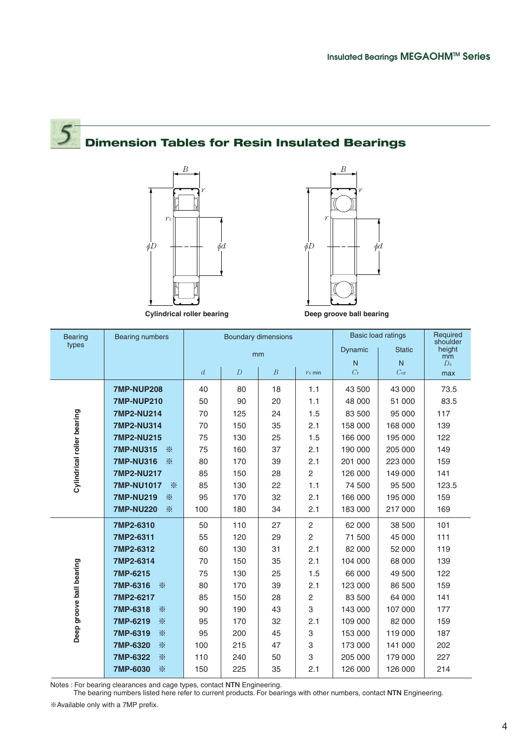## 5 Dimension Tables for Resin Insulated Bearings

Cylindrical roller bearing

Deep groove ball bearing

| Bearing types | Bearing numbers | Boundary dimensions mm | | | | Basic load ratings Dynamic N | Basic load ratings Static N | Required shoulder height mm |
|---|---|---|---|---|---|---|---|---|
| | | $d$ | $D$ | $B$ | $r_{s\ min}$ | $C_r$ | $C_{or}$ | $D_a$ max |
| Cylindrical roller bearing | **7MP-NUP208** | 40 | 80 | 18 | 1.1 | 43 500 | 43 000 | 73.5 |
| | **7MP-NUP210** | 50 | 90 | 20 | 1.1 | 48 000 | 51 000 | 83.5 |
| | **7MP2-NU214** | 70 | 125 | 24 | 1.5 | 83 500 | 95 000 | 117 |
| | **7MP2-NU314** | 70 | 150 | 35 | 2.1 | 158 000 | 168 000 | 139 |
| | **7MP2-NU215** | 75 | 130 | 25 | 1.5 | 166 000 | 195 000 | 122 |
| | **7MP-NU315** ※ | 75 | 160 | 37 | 2.1 | 190 000 | 205 000 | 149 |
| | **7MP-NU316** ※ | 80 | 170 | 39 | 2.1 | 201 000 | 223 000 | 159 |
| | **7MP2-NU217** | 85 | 150 | 28 | 2 | 126 000 | 149 000 | 141 |
| | **7MP-NU1017** ※ | 85 | 130 | 22 | 1.1 | 74 500 | 95 500 | 123.5 |
| | **7MP-NU219** ※ | 95 | 170 | 32 | 2.1 | 166 000 | 195 000 | 159 |
| | **7MP-NU220** ※ | 100 | 180 | 34 | 2.1 | 183 000 | 217 000 | 169 |
| Deep groove ball bearing | **7MP2-6310** | 50 | 110 | 27 | 2 | 62 000 | 38 500 | 101 |
| | **7MP2-6311** | 55 | 120 | 29 | 2 | 71 500 | 45 000 | 111 |
| | **7MP2-6312** | 60 | 130 | 31 | 2.1 | 82 000 | 52 000 | 119 |
| | **7MP2-6314** | 70 | 150 | 35 | 2.1 | 104 000 | 68 000 | 139 |
| | **7MP-6215** | 75 | 130 | 25 | 1.5 | 66 000 | 49 500 | 122 |
| | **7MP-6316** ※ | 80 | 170 | 39 | 2.1 | 123 000 | 86 500 | 159 |
| | **7MP2-6217** | 85 | 150 | 28 | 2 | 83 500 | 64 000 | 141 |
| | **7MP-6318** ※ | 90 | 190 | 43 | 3 | 143 000 | 107 000 | 177 |
| | **7MP-6219** ※ | 95 | 170 | 32 | 2.1 | 109 000 | 82 000 | 159 |
| | **7MP-6319** ※ | 95 | 200 | 45 | 3 | 153 000 | 119 000 | 187 |
| | **7MP-6320** ※ | 100 | 215 | 47 | 3 | 173 000 | 141 000 | 202 |
| | **7MP-6322** ※ | 110 | 240 | 50 | 3 | 205 000 | 179 000 | 227 |
| | **7MP-6030** ※ | 150 | 225 | 35 | 2.1 | 126 000 | 126 000 | 214 |

Notes : For bearing clearances and cage types, contact **NTN** Engineering.
The bearing numbers listed here refer to current products. For bearings with other numbers, contact **NTN** Engineering.

※Available only with a 7MP prefix.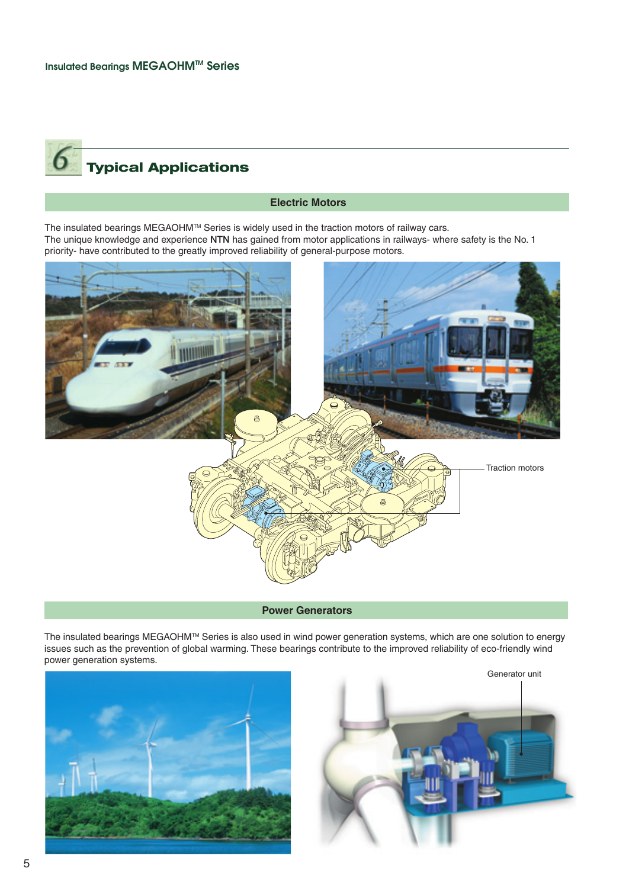## 6 Typical Applications

### Electric Motors

The insulated bearings MEGAOHM™ Series is widely used in the traction motors of railway cars.
The unique knowledge and experience **NTN** has gained from motor applications in railways- where safety is the No. 1 priority- have contributed to the greatly improved reliability of general-purpose motors.

Traction motors

### Power Generators

The insulated bearings MEGAOHM™ Series is also used in wind power generation systems, which are one solution to energy issues such as the prevention of global warming. These bearings contribute to the improved reliability of eco-friendly wind power generation systems.

Generator unit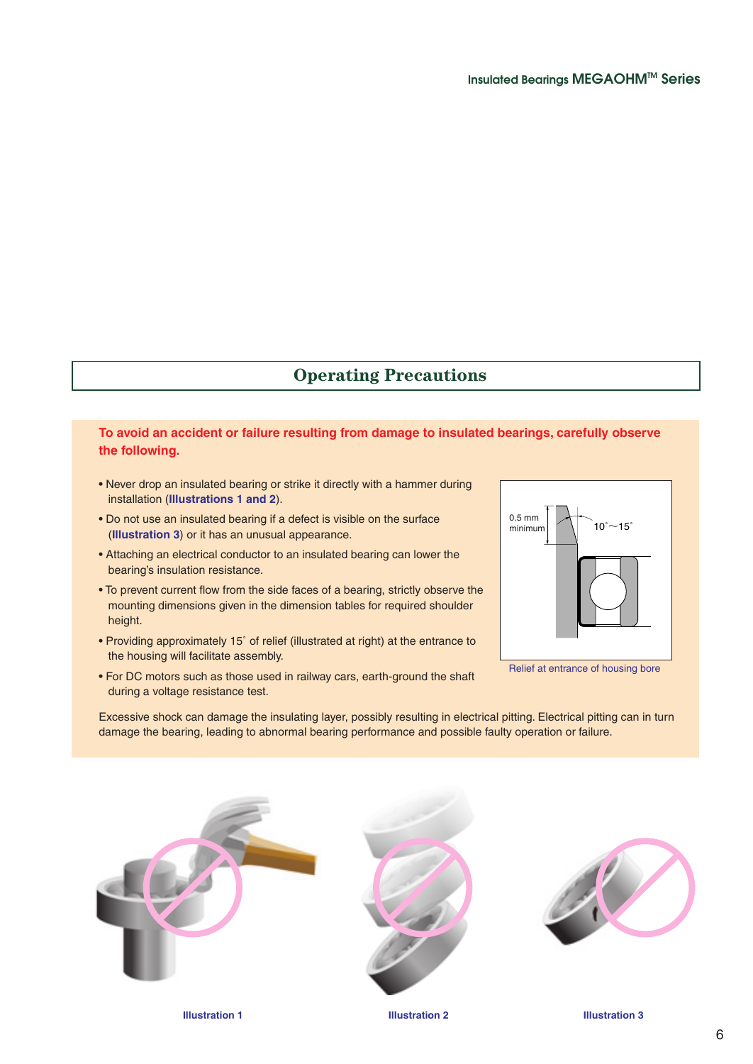## Operating Precautions

**To avoid an accident or failure resulting from damage to insulated bearings, carefully observe the following.**

- Never drop an insulated bearing or strike it directly with a hammer during installation (**Illustrations 1 and 2**).
- Do not use an insulated bearing if a defect is visible on the surface (**Illustration 3**) or it has an unusual appearance.
- Attaching an electrical conductor to an insulated bearing can lower the bearing's insulation resistance.
- To prevent current flow from the side faces of a bearing, strictly observe the mounting dimensions given in the dimension tables for required shoulder height.
- Providing approximately 15˚ of relief (illustrated at right) at the entrance to the housing will facilitate assembly.
- For DC motors such as those used in railway cars, earth-ground the shaft during a voltage resistance test.

0.5 mm minimum

10˚～15˚

Relief at entrance of housing bore

Excessive shock can damage the insulating layer, possibly resulting in electrical pitting. Electrical pitting can in turn damage the bearing, leading to abnormal bearing performance and possible faulty operation or failure.

Illustration 1

Illustration 2

Illustration 3